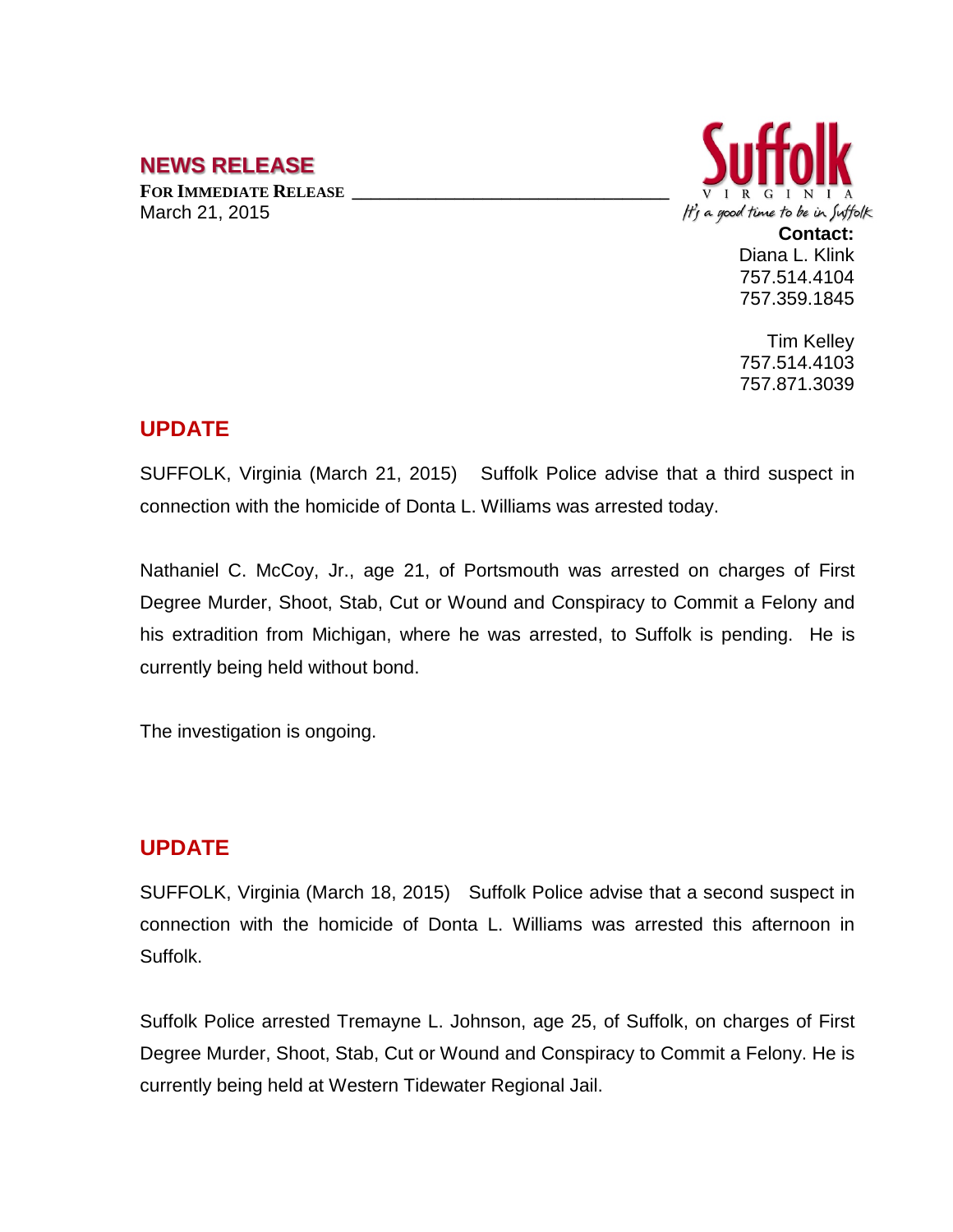## NEWS RELEASE

**FOR IMMEDIATE RELEASE**
March 21, 2015

Suffolk VIRGINIA
*It's a good time to be in Suffolk*

**Contact:**
Diana L. Klink
757.514.4104
757.359.1845

Tim Kelley
757.514.4103
757.871.3039

## UPDATE

SUFFOLK, Virginia (March 21, 2015) Suffolk Police advise that a third suspect in connection with the homicide of Donta L. Williams was arrested today.

Nathaniel C. McCoy, Jr., age 21, of Portsmouth was arrested on charges of First Degree Murder, Shoot, Stab, Cut or Wound and Conspiracy to Commit a Felony and his extradition from Michigan, where he was arrested, to Suffolk is pending. He is currently being held without bond.

The investigation is ongoing.

## UPDATE

SUFFOLK, Virginia (March 18, 2015) Suffolk Police advise that a second suspect in connection with the homicide of Donta L. Williams was arrested this afternoon in Suffolk.

Suffolk Police arrested Tremayne L. Johnson, age 25, of Suffolk, on charges of First Degree Murder, Shoot, Stab, Cut or Wound and Conspiracy to Commit a Felony. He is currently being held at Western Tidewater Regional Jail.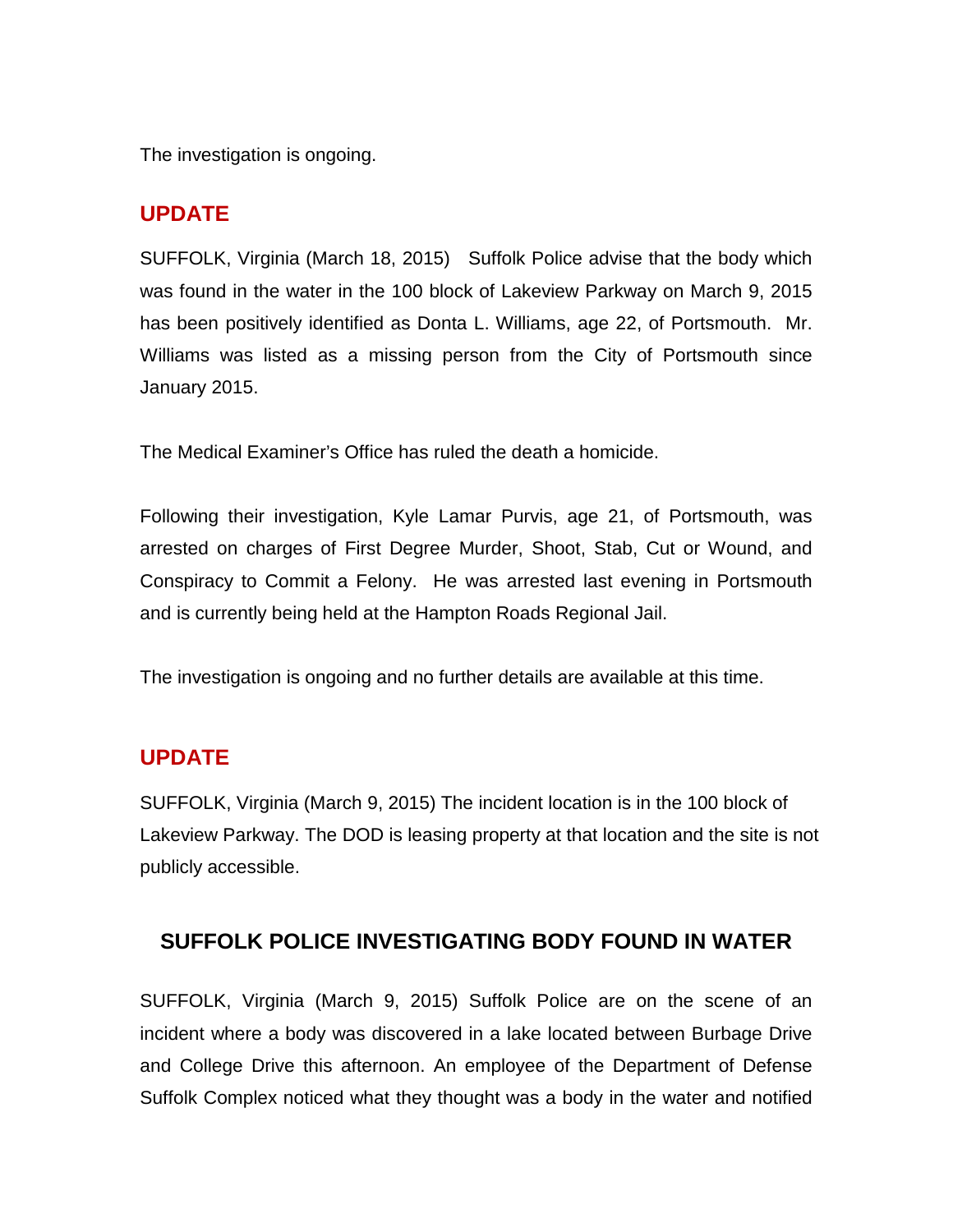The investigation is ongoing.

## UPDATE

SUFFOLK, Virginia (March 18, 2015)   Suffolk Police advise that the body which was found in the water in the 100 block of Lakeview Parkway on March 9, 2015 has been positively identified as Donta L. Williams, age 22, of Portsmouth.  Mr. Williams was listed as a missing person from the City of Portsmouth since January 2015.

The Medical Examiner's Office has ruled the death a homicide.

Following their investigation, Kyle Lamar Purvis, age 21, of Portsmouth, was arrested on charges of First Degree Murder, Shoot, Stab, Cut or Wound, and Conspiracy to Commit a Felony.  He was arrested last evening in Portsmouth and is currently being held at the Hampton Roads Regional Jail.

The investigation is ongoing and no further details are available at this time.

## UPDATE

SUFFOLK, Virginia (March 9, 2015) The incident location is in the 100 block of Lakeview Parkway. The DOD is leasing property at that location and the site is not publicly accessible.

## SUFFOLK POLICE INVESTIGATING BODY FOUND IN WATER

SUFFOLK, Virginia (March 9, 2015) Suffolk Police are on the scene of an incident where a body was discovered in a lake located between Burbage Drive and College Drive this afternoon. An employee of the Department of Defense Suffolk Complex noticed what they thought was a body in the water and notified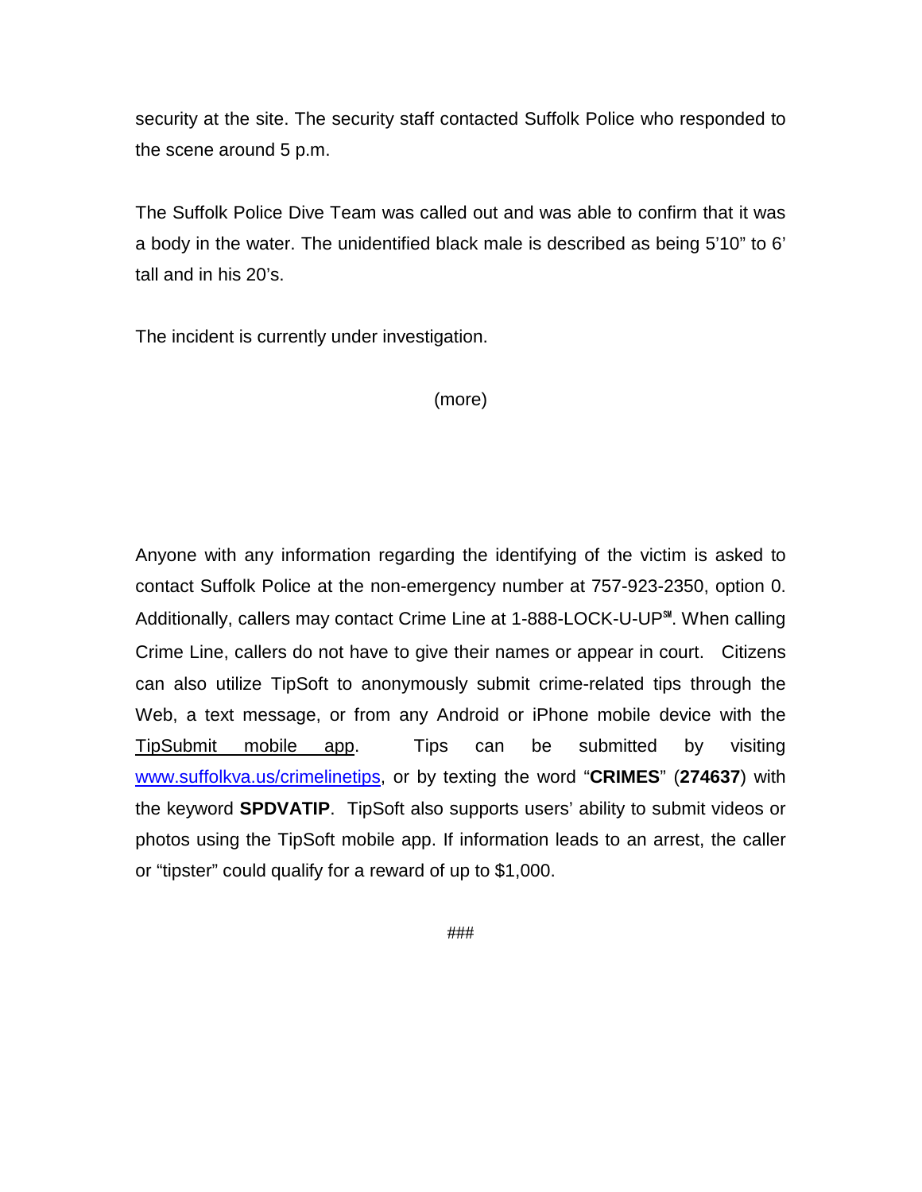security at the site. The security staff contacted Suffolk Police who responded to the scene around 5 p.m.

The Suffolk Police Dive Team was called out and was able to confirm that it was a body in the water. The unidentified black male is described as being 5'10" to 6' tall and in his 20's.

The incident is currently under investigation.

(more)

Anyone with any information regarding the identifying of the victim is asked to contact Suffolk Police at the non-emergency number at 757-923-2350, option 0. Additionally, callers may contact Crime Line at 1-888-LOCK-U-UP℠. When calling Crime Line, callers do not have to give their names or appear in court. Citizens can also utilize TipSoft to anonymously submit crime-related tips through the Web, a text message, or from any Android or iPhone mobile device with the TipSubmit mobile app. Tips can be submitted by visiting www.suffolkva.us/crimelinetips, or by texting the word "**CRIMES**" (**274637**) with the keyword **SPDVATIP**. TipSoft also supports users' ability to submit videos or photos using the TipSoft mobile app. If information leads to an arrest, the caller or "tipster" could qualify for a reward of up to $1,000.

###